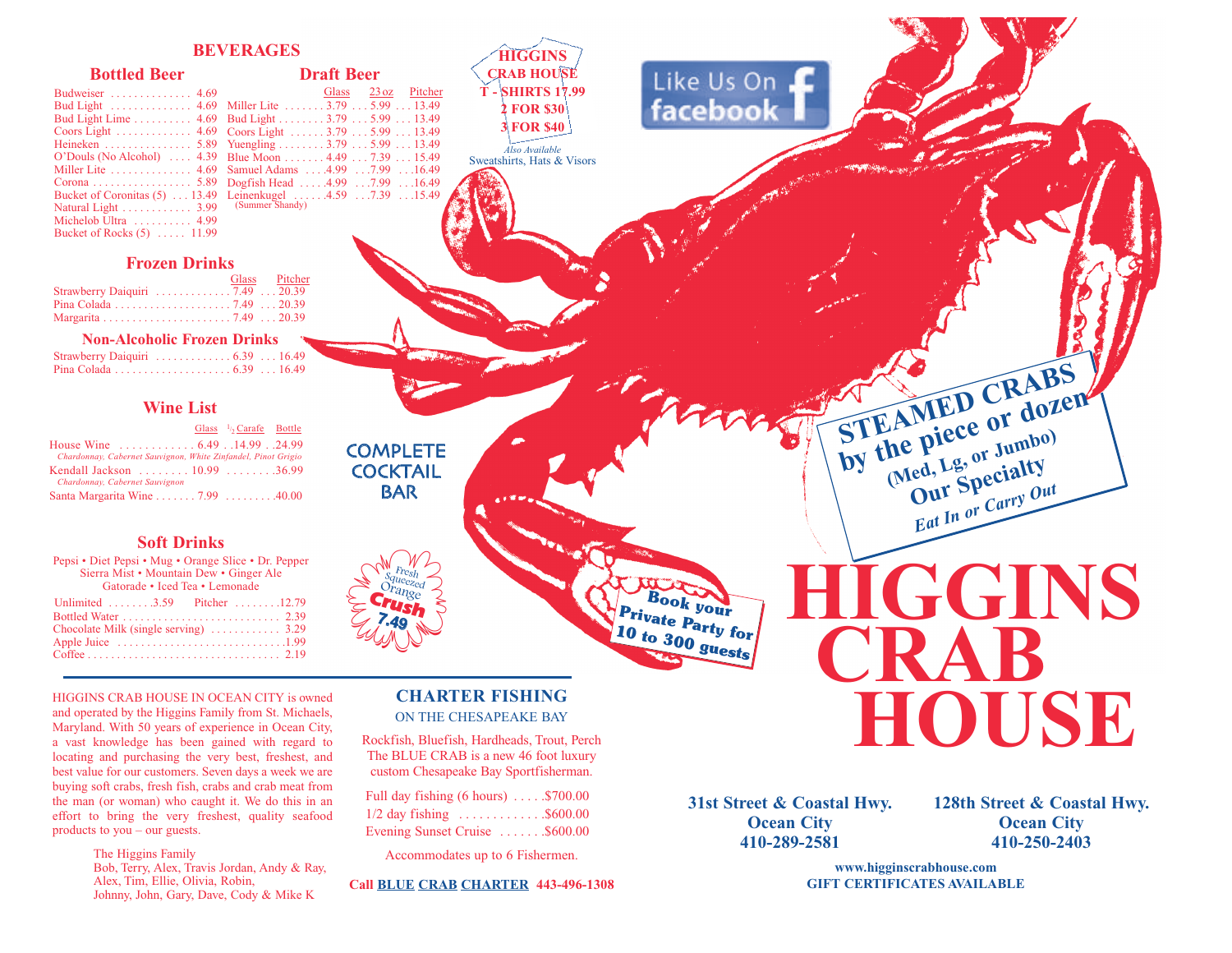# BEVERAGES

## Bottled Beer

| Item | Price |
|---|---|
| Budweiser | 4.69 |
| Bud Light | 4.69 |
| Bud Light Lime | 4.69 |
| Coors Light | 4.69 |
| Heineken | 5.89 |
| O'Douls (No Alcohol) | 4.39 |
| Miller Lite | 4.69 |
| Corona | 5.89 |
| Bucket of Coronitas (5) | 13.49 |
| Natural Light | 3.99 |
| Michelob Ultra | 4.99 |
| Bucket of Rocks (5) | 11.99 |

## Draft Beer

| | Glass | 23 oz | Pitcher |
|---|---|---|---|
| Miller Lite | 3.79 | 5.99 | 13.49 |
| Bud Light | 3.79 | 5.99 | 13.49 |
| Coors Light | 3.79 | 5.99 | 13.49 |
| Yuengling | 3.79 | 5.99 | 13.49 |
| Blue Moon | 4.49 | 7.39 | 15.49 |
| Samuel Adams | 4.99 | 7.99 | 16.49 |
| Dogfish Head | 4.99 | 7.99 | 16.49 |
| Leinenkugel (Summer Shandy) | 4.59 | 7.39 | 15.49 |

## Frozen Drinks

| | Glass | Pitcher |
|---|---|---|
| Strawberry Daiquiri | 7.49 | 20.39 |
| Pina Colada | 7.49 | 20.39 |
| Margarita | 7.49 | 20.39 |

## Non-Alcoholic Frozen Drinks

| | Glass | Pitcher |
|---|---|---|
| Strawberry Daiquiri | 6.39 | 16.49 |
| Pina Colada | 6.39 | 16.49 |

## Wine List

| | Glass | ½ Carafe | Bottle |
|---|---|---|---|
| House Wine *(Chardonnay, Cabernet Sauvignon, White Zinfandel, Pinot Grigio)* | 6.49 | 14.99 | 24.99 |
| Kendall Jackson *(Chardonnay, Cabernet Sauvignon)* | 10.99 | | 36.99 |
| Santa Margarita Wine | 7.99 | | 40.00 |

## Soft Drinks

Pepsi • Diet Pepsi • Mug • Orange Slice • Dr. Pepper
Sierra Mist • Mountain Dew • Ginger Ale
Gatorade • Iced Tea • Lemonade

| Item | Price |
|---|---|
| Unlimited | 3.59 |
| Pitcher | 12.79 |
| Bottled Water | 2.39 |
| Chocolate Milk (single serving) | 3.29 |
| Apple Juice | 1.99 |
| Coffee | 2.19 |

**HIGGINS CRAB HOUSE T-SHIRTS 17.99**
**2 FOR $30**
**3 FOR $40**

*Also Available*
Sweatshirts, Hats & Visors

Like Us On facebook

COMPLETE COCKTAIL BAR

Fresh Squeezed Orange **Crush 7.49**

**STEAMED CRABS by the piece or dozen**
**(Med, Lg, or Jumbo)**
**Our Specialty**
***Eat In or Carry Out***

**Book your Private Party for 10 to 300 guests**

# HIGGINS CRAB HOUSE

HIGGINS CRAB HOUSE IN OCEAN CITY is owned and operated by the Higgins Family from St. Michaels, Maryland. With 50 years of experience in Ocean City, a vast knowledge has been gained with regard to locating and purchasing the very best, freshest, and best value for our customers. Seven days a week we are buying soft crabs, fresh fish, crabs and crab meat from the man (or woman) who caught it. We do this in an effort to bring the very freshest, quality seafood products to you – our guests.

The Higgins Family
Bob, Terry, Alex, Travis Jordan, Andy & Ray,
Alex, Tim, Ellie, Olivia, Robin,
Johnny, John, Gary, Dave, Cody & Mike K

## CHARTER FISHING

ON THE CHESAPEAKE BAY

Rockfish, Bluefish, Hardheads, Trout, Perch
The BLUE CRAB is a new 46 foot luxury custom Chesapeake Bay Sportfisherman.

| | |
|---|---|
| Full day fishing (6 hours) | $700.00 |
| 1/2 day fishing | $600.00 |
| Evening Sunset Cruise | $600.00 |

Accommodates up to 6 Fishermen.

**Call BLUE CRAB CHARTER 443-496-1308**

**31st Street & Coastal Hwy.**
**Ocean City**
**410-289-2581**

**128th Street & Coastal Hwy.**
**Ocean City**
**410-250-2403**

**www.higginscrabhouse.com**
**GIFT CERTIFICATES AVAILABLE**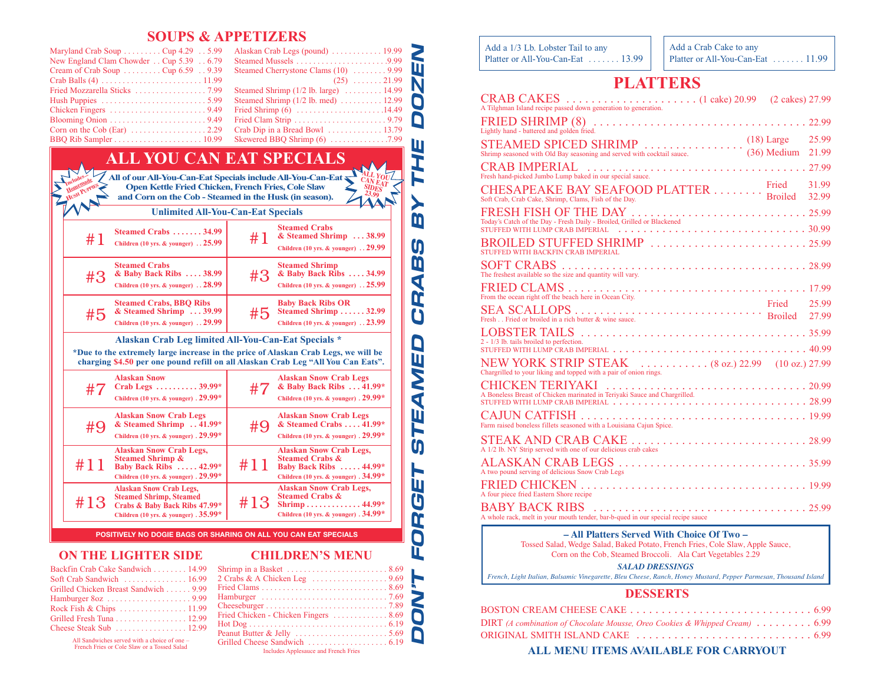## SOUPS & APPETIZERS

| | |
|---|---|
| Maryland Crab Soup | Cup 4.29 .. 5.99 |
| New England Clam Chowder | Cup 5.39 .. 6.79 |
| Cream of Crab Soup | Cup 6.59 .. 9.39 |
| Crab Balls (4) | 11.99 |
| Fried Mozzarella Sticks | 7.99 |
| Hush Puppies | 5.99 |
| Chicken Fingers | 9.49 |
| Blooming Onion | 9.49 |
| Corn on the Cob (Ear) | 2.29 |
| BBQ Rib Sampler | 10.99 |
| Alaskan Crab Legs (pound) | 19.99 |
| Steamed Mussels | 9.99 |
| Steamed Cherrystone Clams (10) | 9.99 |
| (25) | 21.99 |
| Steamed Shrimp (1/2 lb. large) | 14.99 |
| Steamed Shrimp (1/2 lb. med) | 12.99 |
| Fried Shrimp (6) | 14.49 |
| Fried Clam Strip | 9.79 |
| Crab Dip in a Bread Bowl | 13.79 |
| Skewered BBQ Shrimp (6) | 7.99 |

## ALL YOU CAN EAT SPECIALS

Includes... Homemade Hush Puppies

**All of our All-You-Can-Eat Specials include All-You-Can-Eat Open Kettle Fried Chicken, French Fries, Cole Slaw and Corn on the Cob - Steamed in the Husk (in season).**

ALL YOU CAN EAT SIDES 23.99

### Unlimited All-You-Can-Eat Specials

| | | | |
|---|---|---|---|
| #1 | Steamed Crabs ....... 34.99<br>Children (10 yrs. & younger) .. 25.99 | #1 | Steamed Crabs & Steamed Shrimp ... 38.99<br>Children (10 yrs. & younger) .. 29.99 |
| #3 | Steamed Crabs & Baby Back Ribs .... 38.99<br>Children (10 yrs. & younger) .. 28.99 | #3 | Steamed Shrimp & Baby Back Ribs .... 34.99<br>Children (10 yrs. & younger) .. 25.99 |
| #5 | Steamed Crabs, BBQ Ribs & Steamed Shrimp ... 39.99<br>Children (10 yrs. & younger) .. 29.99 | #5 | Baby Back Ribs OR Steamed Shrimp ...... 32.99<br>Children (10 yrs. & younger) .. 23.99 |

### Alaskan Crab Leg limited All-You-Can-Eat Specials *

***Due to the extremely large increase in the price of Alaskan Crab Legs, we will be charging $4.50 per one pound refill on all Alaskan Crab Leg "All You Can Eats".**

| | | | |
|---|---|---|---|
| #7 | Alaskan Snow Crab Legs .......... 39.99*<br>Children (10 yrs. & younger) . 29.99* | #7 | Alaskan Snow Crab Legs & Baby Back Ribs ... 41.99*<br>Children (10 yrs. & younger) . 29.99* |
| #9 | Alaskan Snow Crab Legs & Steamed Shrimp .. 41.99*<br>Children (10 yrs. & younger) . 29.99* | #9 | Alaskan Snow Crab Legs & Steamed Crabs .... 41.99*<br>Children (10 yrs. & younger) . 29.99* |
| #11 | Alaskan Snow Crab Legs, Steamed Shrimp & Baby Back Ribs ..... 42.99*<br>Children (10 yrs. & younger) . 29.99* | #11 | Alaskan Snow Crab Legs, Steamed Crabs & Baby Back Ribs ..... 44.99*<br>Children (10 yrs. & younger) . 34.99* |
| #13 | Alaskan Snow Crab Legs, Steamed Shrimp, Steamed Crabs & Baby Back Ribs 47.99*<br>Children (10 yrs. & younger) . 35.99* | #13 | Alaskan Snow Crab Legs, Steamed Crabs & Shrimp ............. 44.99*<br>Children (10 yrs. & younger) . 34.99* |

**POSITIVELY NO DOGIE BAGS OR SHARING ON ALL YOU CAN EAT SPECIALS**

## ON THE LIGHTER SIDE

| | |
|---|---|
| Backfin Crab Cake Sandwich | 14.99 |
| Soft Crab Sandwich | 16.99 |
| Grilled Chicken Breast Sandwich | 9.99 |
| Hamburger 8oz | 9.99 |
| Rock Fish & Chips | 11.99 |
| Grilled Fresh Tuna | 12.99 |
| Cheese Steak Sub | 12.99 |

All Sandwiches served with a choice of one – French Fries or Cole Slaw or a Tossed Salad

## CHILDREN'S MENU

| | |
|---|---|
| Shrimp in a Basket | 8.69 |
| 2 Crabs & A Chicken Leg | 9.69 |
| Fried Clams | 8.69 |
| Hamburger | 7.69 |
| Cheeseburger | 7.89 |
| Fried Chicken - Chicken Fingers | 8.69 |
| Hot Dog | 6.19 |
| Peanut Butter & Jelly | 5.69 |
| Grilled Cheese Sandwich | 6.19 |

Includes Applesauce and French Fries

**DON'T FORGET STEAMED CRABS BY THE DOZEN**

Add a 1/3 Lb. Lobster Tail to any Platter or All-You-Can-Eat ....... 13.99

Add a Crab Cake to any Platter or All-You-Can-Eat ....... 11.99

## PLATTERS

| | |
|---|---|
| CRAB CAKES<br>A Tilghman Island recipe passed down generation to generation. | (1 cake) 20.99 (2 cakes) 27.99 |
| FRIED SHRIMP (8)<br>Lightly hand - battered and golden fried. | 22.99 |
| STEAMED SPICED SHRIMP<br>Shrimp seasoned with Old Bay seasoning and served with cocktail sauce. | (18) Large 25.99<br>(36) Medium 21.99 |
| CRAB IMPERIAL<br>Fresh hand-picked Jumbo Lump baked in our special sauce. | 27.99 |
| CHESAPEAKE BAY SEAFOOD PLATTER<br>Soft Crab, Crab Cake, Shrimp, Clams, Fish of the Day. | Fried 31.99<br>Broiled 32.99 |
| FRESH FISH OF THE DAY<br>Today's Catch of the Day - Fresh Daily - Broiled, Grilled or Blackened | 25.99 |
| STUFFED WITH LUMP CRAB IMPERIAL | 30.99 |
| BROILED STUFFED SHRIMP<br>STUFFED WITH BACKFIN CRAB IMPERIAL | 25.99 |
| SOFT CRABS<br>The freshest available so the size and quantity will vary. | 28.99 |
| FRIED CLAMS<br>From the ocean right off the beach here in Ocean City. | 17.99 |
| SEA SCALLOPS<br>Fresh . . Fried or broiled in a rich butter & wine sauce. | Fried 25.99<br>Broiled 27.99 |
| LOBSTER TAILS<br>2 - 1/3 lb. tails broiled to perfection. | 35.99 |
| STUFFED WITH LUMP CRAB IMPERIAL | 40.99 |
| NEW YORK STRIP STEAK<br>Chargrilled to your liking and topped with a pair of onion rings. | (8 oz.) 22.99 (10 oz.) 27.99 |
| CHICKEN TERIYAKI<br>A Boneless Breast of Chicken marinated in Teriyaki Sauce and Chargrilled. | 20.99 |
| STUFFED WITH LUMP CRAB IMPERIAL | 28.99 |
| CAJUN CATFISH<br>Farm raised boneless fillets seasoned with a Louisiana Cajun Spice. | 19.99 |
| STEAK AND CRAB CAKE<br>A 1/2 lb. NY Strip served with one of our delicious crab cakes | 28.99 |
| ALASKAN CRAB LEGS<br>A two pound serving of delicious Snow Crab Legs | 35.99 |
| FRIED CHICKEN<br>A four piece fried Eastern Shore recipe | 19.99 |
| BABY BACK RIBS<br>A whole rack, melt in your mouth tender, bar-b-qued in our special recipe sauce | 25.99 |

**– All Platters Served With Choice Of Two –**

Tossed Salad, Wedge Salad, Baked Potato, French Fries, Cole Slaw, Apple Sauce, Corn on the Cob, Steamed Broccoli. Ala Cart Vegetables 2.29

***SALAD DRESSINGS***

*French, Light Italian, Balsamic Vinegarette, Bleu Cheese, Ranch, Honey Mustard, Pepper Parmesan, Thousand Island*

## DESSERTS

| | |
|---|---|
| BOSTON CREAM CHEESE CAKE | 6.99 |
| DIRT *(A combination of Chocolate Mousse, Oreo Cookies & Whipped Cream)* | 6.99 |
| ORIGINAL SMITH ISLAND CAKE | 6.99 |

**ALL MENU ITEMS AVAILABLE FOR CARRYOUT**